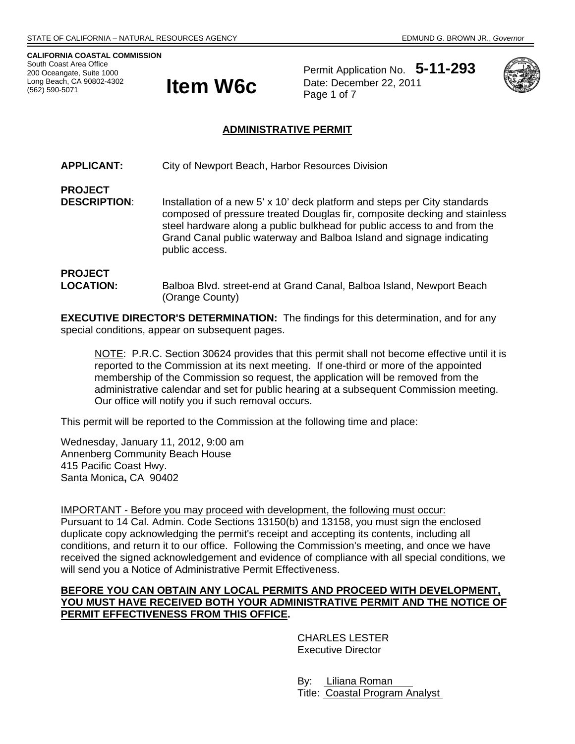STATE OF CALIFORNIA – NATURAL RESOURCES AGENCY EDMUND G. BROWN JR., *Governor*

**CALIFORNIA COASTAL COMMISSION**
South Coast Area Office
200 Oceangate, Suite 1000
Long Beach, CA 90802-4302
(562) 590-5071

# Item W6c

Permit Application No. **5-11-293**
Date: December 22, 2011
Page 1 of 7

## ADMINISTRATIVE PERMIT

**APPLICANT:** City of Newport Beach, Harbor Resources Division

**PROJECT DESCRIPTION**: Installation of a new 5' x 10' deck platform and steps per City standards composed of pressure treated Douglas fir, composite decking and stainless steel hardware along a public bulkhead for public access to and from the Grand Canal public waterway and Balboa Island and signage indicating public access.

**PROJECT LOCATION:** Balboa Blvd. street-end at Grand Canal, Balboa Island, Newport Beach (Orange County)

**EXECUTIVE DIRECTOR'S DETERMINATION:** The findings for this determination, and for any special conditions, appear on subsequent pages.

> NOTE: P.R.C. Section 30624 provides that this permit shall not become effective until it is reported to the Commission at its next meeting. If one-third or more of the appointed membership of the Commission so request, the application will be removed from the administrative calendar and set for public hearing at a subsequent Commission meeting. Our office will notify you if such removal occurs.

This permit will be reported to the Commission at the following time and place:

Wednesday, January 11, 2012, 9:00 am
Annenberg Community Beach House
415 Pacific Coast Hwy.
Santa Monica**,** CA 90402

IMPORTANT - Before you may proceed with development, the following must occur:
Pursuant to 14 Cal. Admin. Code Sections 13150(b) and 13158, you must sign the enclosed duplicate copy acknowledging the permit's receipt and accepting its contents, including all conditions, and return it to our office. Following the Commission's meeting, and once we have received the signed acknowledgement and evidence of compliance with all special conditions, we will send you a Notice of Administrative Permit Effectiveness.

**BEFORE YOU CAN OBTAIN ANY LOCAL PERMITS AND PROCEED WITH DEVELOPMENT, YOU MUST HAVE RECEIVED BOTH YOUR ADMINISTRATIVE PERMIT AND THE NOTICE OF PERMIT EFFECTIVENESS FROM THIS OFFICE.**

CHARLES LESTER
Executive Director

By: Liliana Roman
Title: Coastal Program Analyst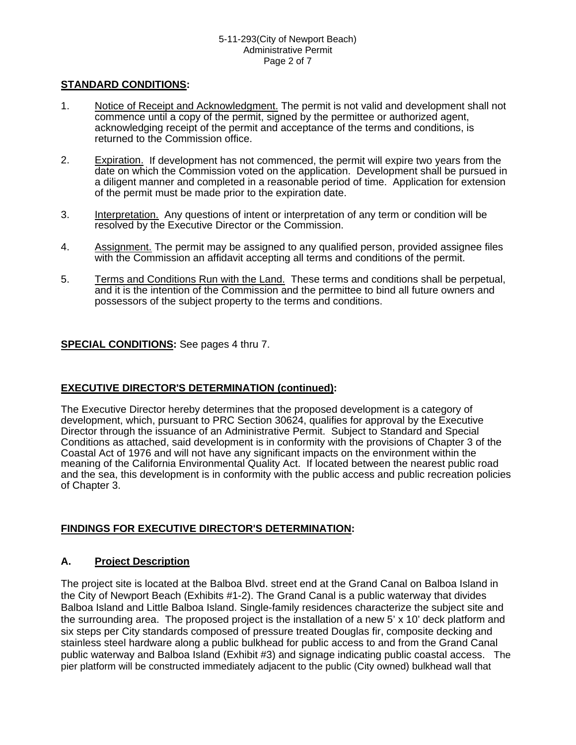**STANDARD CONDITIONS:**

1. Notice of Receipt and Acknowledgment. The permit is not valid and development shall not commence until a copy of the permit, signed by the permittee or authorized agent, acknowledging receipt of the permit and acceptance of the terms and conditions, is returned to the Commission office.

2. Expiration. If development has not commenced, the permit will expire two years from the date on which the Commission voted on the application. Development shall be pursued in a diligent manner and completed in a reasonable period of time. Application for extension of the permit must be made prior to the expiration date.

3. Interpretation. Any questions of intent or interpretation of any term or condition will be resolved by the Executive Director or the Commission.

4. Assignment. The permit may be assigned to any qualified person, provided assignee files with the Commission an affidavit accepting all terms and conditions of the permit.

5. Terms and Conditions Run with the Land. These terms and conditions shall be perpetual, and it is the intention of the Commission and the permittee to bind all future owners and possessors of the subject property to the terms and conditions.

**SPECIAL CONDITIONS:** See pages 4 thru 7.

**EXECUTIVE DIRECTOR'S DETERMINATION (continued):**

The Executive Director hereby determines that the proposed development is a category of development, which, pursuant to PRC Section 30624, qualifies for approval by the Executive Director through the issuance of an Administrative Permit. Subject to Standard and Special Conditions as attached, said development is in conformity with the provisions of Chapter 3 of the Coastal Act of 1976 and will not have any significant impacts on the environment within the meaning of the California Environmental Quality Act. If located between the nearest public road and the sea, this development is in conformity with the public access and public recreation policies of Chapter 3.

**FINDINGS FOR EXECUTIVE DIRECTOR'S DETERMINATION:**

## A. Project Description

The project site is located at the Balboa Blvd. street end at the Grand Canal on Balboa Island in the City of Newport Beach (Exhibits #1-2). The Grand Canal is a public waterway that divides Balboa Island and Little Balboa Island. Single-family residences characterize the subject site and the surrounding area. The proposed project is the installation of a new 5' x 10' deck platform and six steps per City standards composed of pressure treated Douglas fir, composite decking and stainless steel hardware along a public bulkhead for public access to and from the Grand Canal public waterway and Balboa Island (Exhibit #3) and signage indicating public coastal access. The pier platform will be constructed immediately adjacent to the public (City owned) bulkhead wall that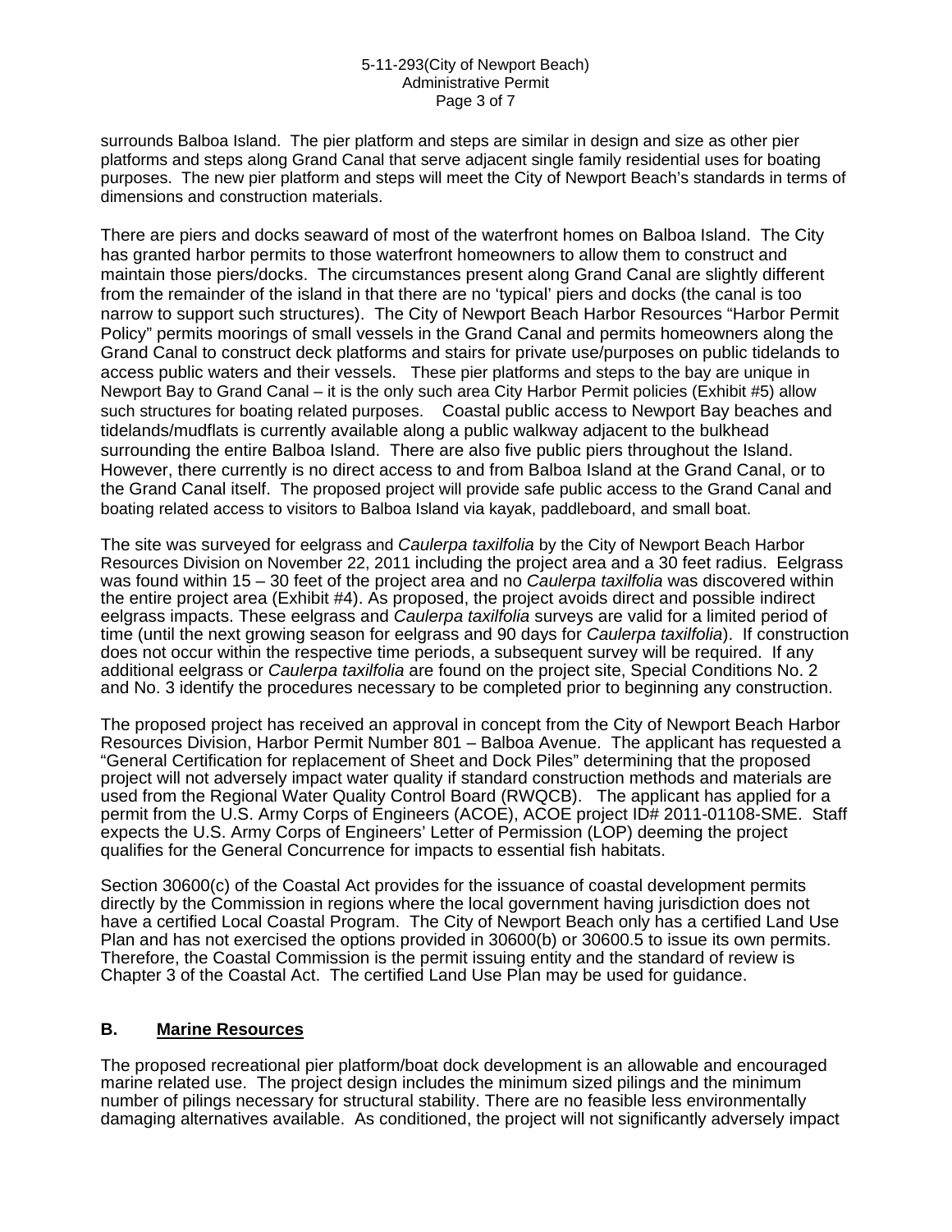surrounds Balboa Island. The pier platform and steps are similar in design and size as other pier platforms and steps along Grand Canal that serve adjacent single family residential uses for boating purposes. The new pier platform and steps will meet the City of Newport Beach's standards in terms of dimensions and construction materials.

There are piers and docks seaward of most of the waterfront homes on Balboa Island. The City has granted harbor permits to those waterfront homeowners to allow them to construct and maintain those piers/docks. The circumstances present along Grand Canal are slightly different from the remainder of the island in that there are no 'typical' piers and docks (the canal is too narrow to support such structures). The City of Newport Beach Harbor Resources "Harbor Permit Policy" permits moorings of small vessels in the Grand Canal and permits homeowners along the Grand Canal to construct deck platforms and stairs for private use/purposes on public tidelands to access public waters and their vessels. These pier platforms and steps to the bay are unique in Newport Bay to Grand Canal – it is the only such area City Harbor Permit policies (Exhibit #5) allow such structures for boating related purposes. Coastal public access to Newport Bay beaches and tidelands/mudflats is currently available along a public walkway adjacent to the bulkhead surrounding the entire Balboa Island. There are also five public piers throughout the Island. However, there currently is no direct access to and from Balboa Island at the Grand Canal, or to the Grand Canal itself. The proposed project will provide safe public access to the Grand Canal and boating related access to visitors to Balboa Island via kayak, paddleboard, and small boat.

The site was surveyed for eelgrass and *Caulerpa taxilfolia* by the City of Newport Beach Harbor Resources Division on November 22, 2011 including the project area and a 30 feet radius. Eelgrass was found within 15 – 30 feet of the project area and no *Caulerpa taxilfolia* was discovered within the entire project area (Exhibit #4). As proposed, the project avoids direct and possible indirect eelgrass impacts. These eelgrass and *Caulerpa taxilfolia* surveys are valid for a limited period of time (until the next growing season for eelgrass and 90 days for *Caulerpa taxilfolia*). If construction does not occur within the respective time periods, a subsequent survey will be required. If any additional eelgrass or *Caulerpa taxilfolia* are found on the project site, Special Conditions No. 2 and No. 3 identify the procedures necessary to be completed prior to beginning any construction.

The proposed project has received an approval in concept from the City of Newport Beach Harbor Resources Division, Harbor Permit Number 801 – Balboa Avenue. The applicant has requested a "General Certification for replacement of Sheet and Dock Piles" determining that the proposed project will not adversely impact water quality if standard construction methods and materials are used from the Regional Water Quality Control Board (RWQCB). The applicant has applied for a permit from the U.S. Army Corps of Engineers (ACOE), ACOE project ID# 2011-01108-SME. Staff expects the U.S. Army Corps of Engineers' Letter of Permission (LOP) deeming the project qualifies for the General Concurrence for impacts to essential fish habitats.

Section 30600(c) of the Coastal Act provides for the issuance of coastal development permits directly by the Commission in regions where the local government having jurisdiction does not have a certified Local Coastal Program. The City of Newport Beach only has a certified Land Use Plan and has not exercised the options provided in 30600(b) or 30600.5 to issue its own permits. Therefore, the Coastal Commission is the permit issuing entity and the standard of review is Chapter 3 of the Coastal Act. The certified Land Use Plan may be used for guidance.

## B. Marine Resources

The proposed recreational pier platform/boat dock development is an allowable and encouraged marine related use. The project design includes the minimum sized pilings and the minimum number of pilings necessary for structural stability. There are no feasible less environmentally damaging alternatives available. As conditioned, the project will not significantly adversely impact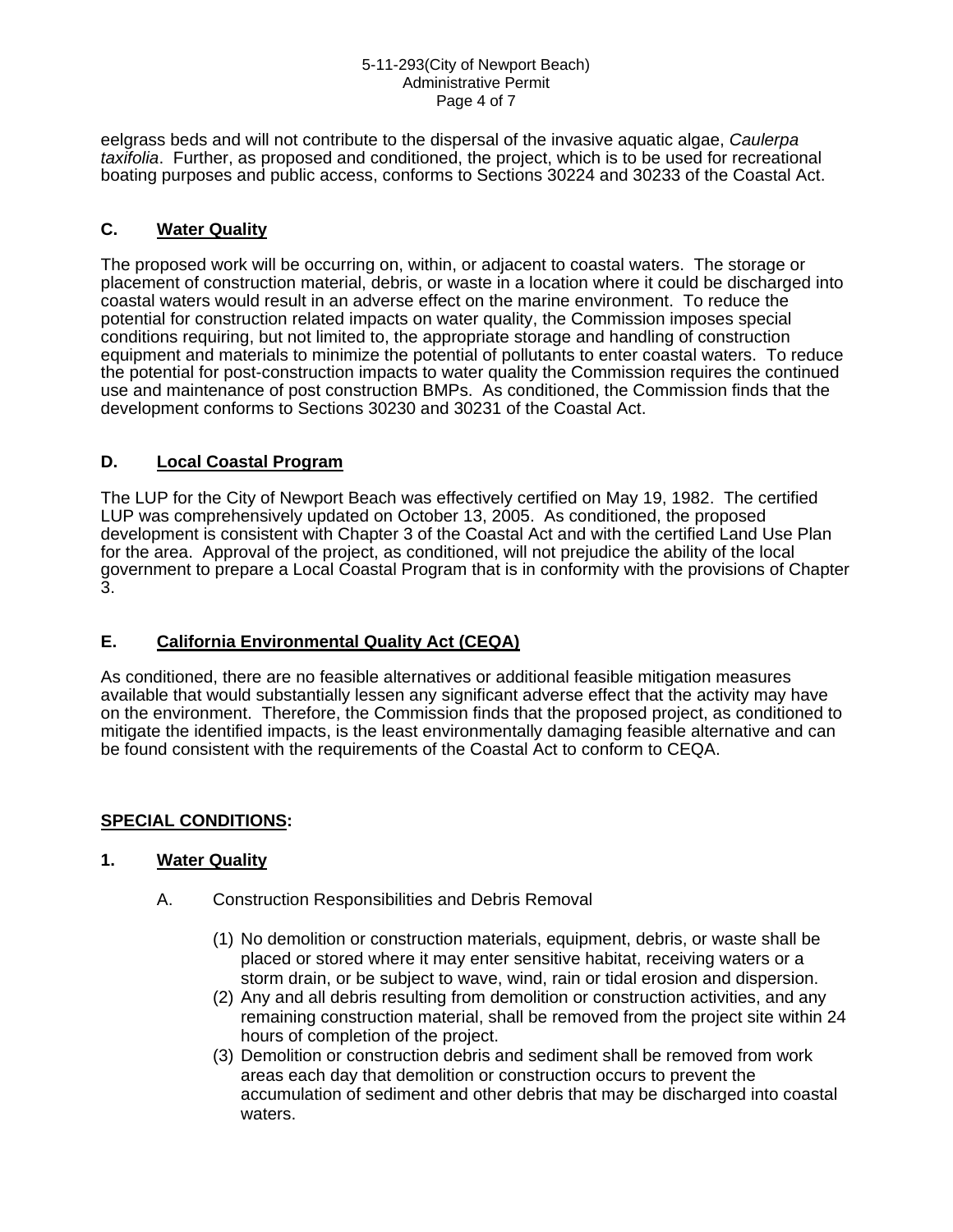eelgrass beds and will not contribute to the dispersal of the invasive aquatic algae, *Caulerpa taxifolia*. Further, as proposed and conditioned, the project, which is to be used for recreational boating purposes and public access, conforms to Sections 30224 and 30233 of the Coastal Act.

### C. Water Quality

The proposed work will be occurring on, within, or adjacent to coastal waters. The storage or placement of construction material, debris, or waste in a location where it could be discharged into coastal waters would result in an adverse effect on the marine environment. To reduce the potential for construction related impacts on water quality, the Commission imposes special conditions requiring, but not limited to, the appropriate storage and handling of construction equipment and materials to minimize the potential of pollutants to enter coastal waters. To reduce the potential for post-construction impacts to water quality the Commission requires the continued use and maintenance of post construction BMPs. As conditioned, the Commission finds that the development conforms to Sections 30230 and 30231 of the Coastal Act.

### D. Local Coastal Program

The LUP for the City of Newport Beach was effectively certified on May 19, 1982. The certified LUP was comprehensively updated on October 13, 2005. As conditioned, the proposed development is consistent with Chapter 3 of the Coastal Act and with the certified Land Use Plan for the area. Approval of the project, as conditioned, will not prejudice the ability of the local government to prepare a Local Coastal Program that is in conformity with the provisions of Chapter 3.

### E. California Environmental Quality Act (CEQA)

As conditioned, there are no feasible alternatives or additional feasible mitigation measures available that would substantially lessen any significant adverse effect that the activity may have on the environment. Therefore, the Commission finds that the proposed project, as conditioned to mitigate the identified impacts, is the least environmentally damaging feasible alternative and can be found consistent with the requirements of the Coastal Act to conform to CEQA.

## SPECIAL CONDITIONS:

### 1. Water Quality

A. Construction Responsibilities and Debris Removal

(1) No demolition or construction materials, equipment, debris, or waste shall be placed or stored where it may enter sensitive habitat, receiving waters or a storm drain, or be subject to wave, wind, rain or tidal erosion and dispersion.

(2) Any and all debris resulting from demolition or construction activities, and any remaining construction material, shall be removed from the project site within 24 hours of completion of the project.

(3) Demolition or construction debris and sediment shall be removed from work areas each day that demolition or construction occurs to prevent the accumulation of sediment and other debris that may be discharged into coastal waters.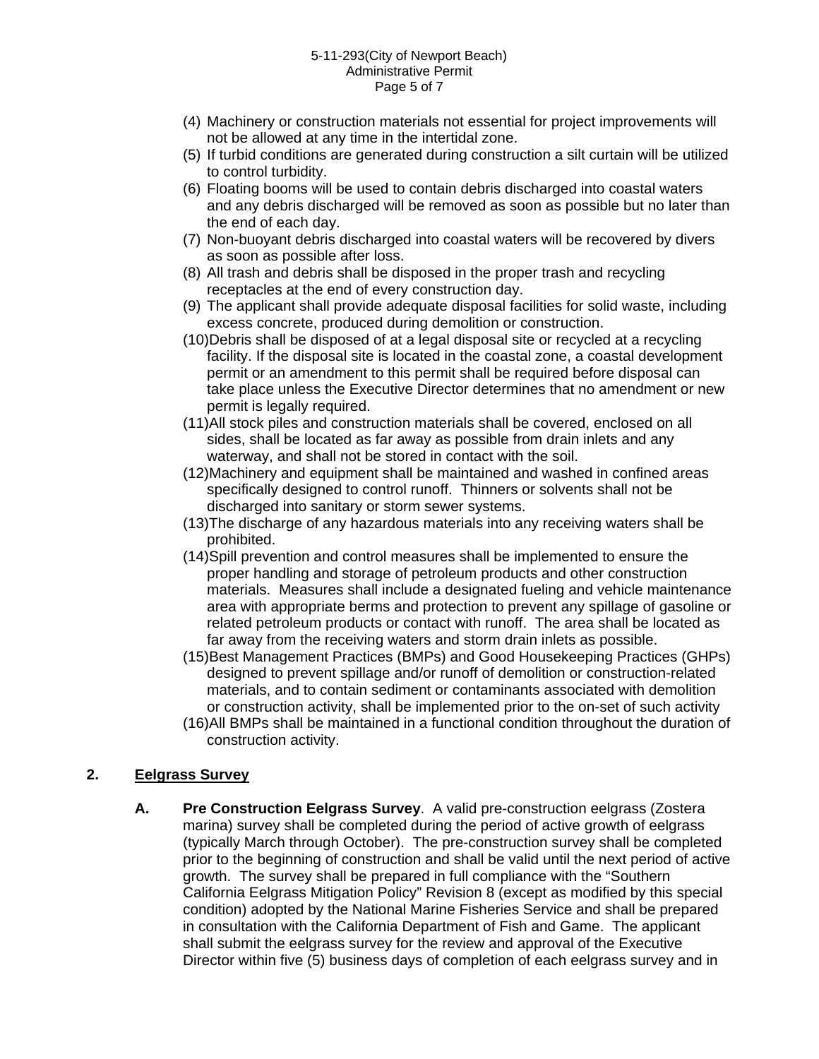(4) Machinery or construction materials not essential for project improvements will not be allowed at any time in the intertidal zone.
(5) If turbid conditions are generated during construction a silt curtain will be utilized to control turbidity.
(6) Floating booms will be used to contain debris discharged into coastal waters and any debris discharged will be removed as soon as possible but no later than the end of each day.
(7) Non-buoyant debris discharged into coastal waters will be recovered by divers as soon as possible after loss.
(8) All trash and debris shall be disposed in the proper trash and recycling receptacles at the end of every construction day.
(9) The applicant shall provide adequate disposal facilities for solid waste, including excess concrete, produced during demolition or construction.
(10) Debris shall be disposed of at a legal disposal site or recycled at a recycling facility. If the disposal site is located in the coastal zone, a coastal development permit or an amendment to this permit shall be required before disposal can take place unless the Executive Director determines that no amendment or new permit is legally required.
(11) All stock piles and construction materials shall be covered, enclosed on all sides, shall be located as far away as possible from drain inlets and any waterway, and shall not be stored in contact with the soil.
(12) Machinery and equipment shall be maintained and washed in confined areas specifically designed to control runoff. Thinners or solvents shall not be discharged into sanitary or storm sewer systems.
(13) The discharge of any hazardous materials into any receiving waters shall be prohibited.
(14) Spill prevention and control measures shall be implemented to ensure the proper handling and storage of petroleum products and other construction materials. Measures shall include a designated fueling and vehicle maintenance area with appropriate berms and protection to prevent any spillage of gasoline or related petroleum products or contact with runoff. The area shall be located as far away from the receiving waters and storm drain inlets as possible.
(15) Best Management Practices (BMPs) and Good Housekeeping Practices (GHPs) designed to prevent spillage and/or runoff of demolition or construction-related materials, and to contain sediment or contaminants associated with demolition or construction activity, shall be implemented prior to the on-set of such activity
(16) All BMPs shall be maintained in a functional condition throughout the duration of construction activity.

## 2. Eelgrass Survey

**A. Pre Construction Eelgrass Survey**. A valid pre-construction eelgrass (Zostera marina) survey shall be completed during the period of active growth of eelgrass (typically March through October). The pre-construction survey shall be completed prior to the beginning of construction and shall be valid until the next period of active growth. The survey shall be prepared in full compliance with the "Southern California Eelgrass Mitigation Policy" Revision 8 (except as modified by this special condition) adopted by the National Marine Fisheries Service and shall be prepared in consultation with the California Department of Fish and Game. The applicant shall submit the eelgrass survey for the review and approval of the Executive Director within five (5) business days of completion of each eelgrass survey and in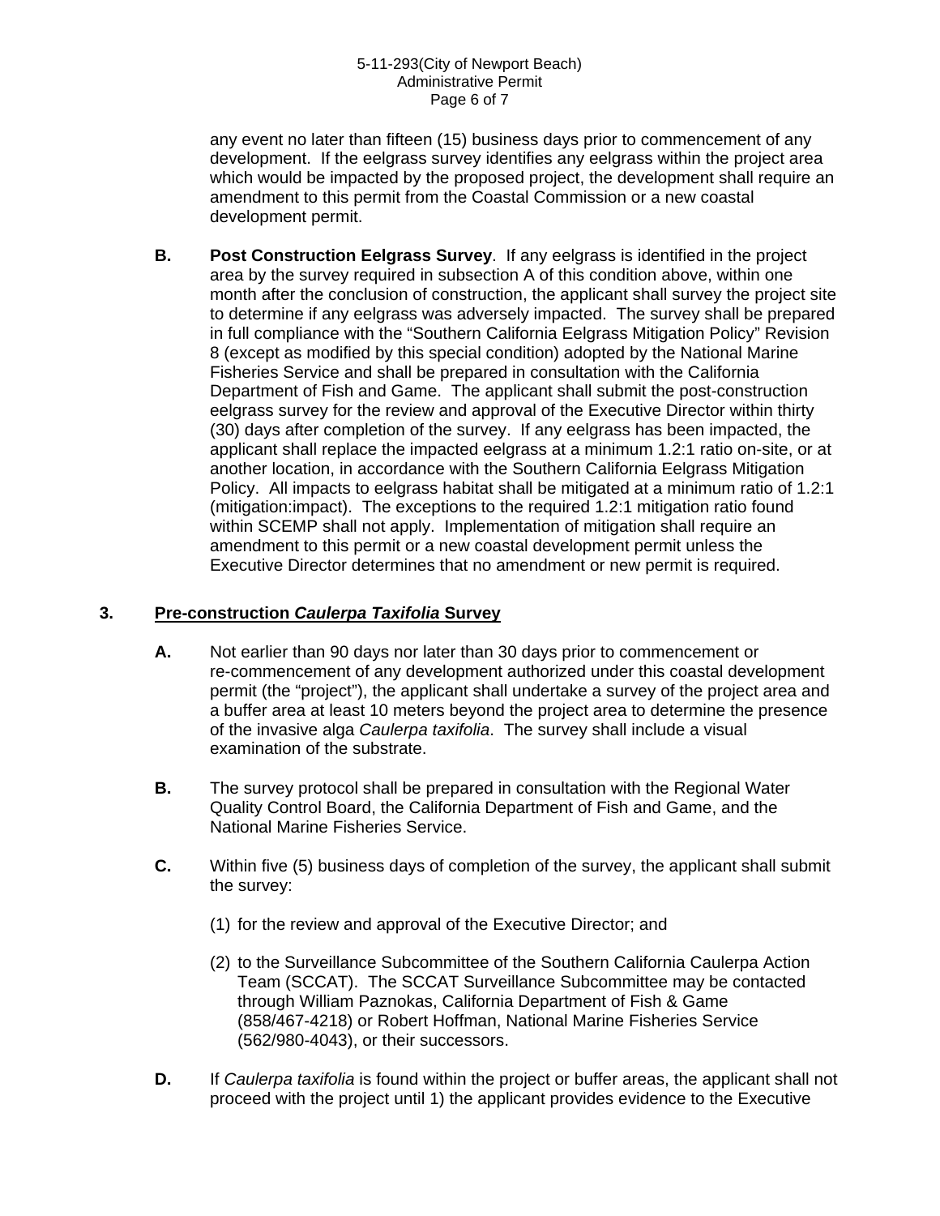any event no later than fifteen (15) business days prior to commencement of any development. If the eelgrass survey identifies any eelgrass within the project area which would be impacted by the proposed project, the development shall require an amendment to this permit from the Coastal Commission or a new coastal development permit.

**B.** **Post Construction Eelgrass Survey**. If any eelgrass is identified in the project area by the survey required in subsection A of this condition above, within one month after the conclusion of construction, the applicant shall survey the project site to determine if any eelgrass was adversely impacted. The survey shall be prepared in full compliance with the "Southern California Eelgrass Mitigation Policy" Revision 8 (except as modified by this special condition) adopted by the National Marine Fisheries Service and shall be prepared in consultation with the California Department of Fish and Game. The applicant shall submit the post-construction eelgrass survey for the review and approval of the Executive Director within thirty (30) days after completion of the survey. If any eelgrass has been impacted, the applicant shall replace the impacted eelgrass at a minimum 1.2:1 ratio on-site, or at another location, in accordance with the Southern California Eelgrass Mitigation Policy. All impacts to eelgrass habitat shall be mitigated at a minimum ratio of 1.2:1 (mitigation:impact). The exceptions to the required 1.2:1 mitigation ratio found within SCEMP shall not apply. Implementation of mitigation shall require an amendment to this permit or a new coastal development permit unless the Executive Director determines that no amendment or new permit is required.

**3. <u>Pre-construction *Caulerpa Taxifolia* Survey</u>**

**A.** Not earlier than 90 days nor later than 30 days prior to commencement or re-commencement of any development authorized under this coastal development permit (the "project"), the applicant shall undertake a survey of the project area and a buffer area at least 10 meters beyond the project area to determine the presence of the invasive alga *Caulerpa taxifolia*. The survey shall include a visual examination of the substrate.

**B.** The survey protocol shall be prepared in consultation with the Regional Water Quality Control Board, the California Department of Fish and Game, and the National Marine Fisheries Service.

**C.** Within five (5) business days of completion of the survey, the applicant shall submit the survey:

(1) for the review and approval of the Executive Director; and

(2) to the Surveillance Subcommittee of the Southern California Caulerpa Action Team (SCCAT). The SCCAT Surveillance Subcommittee may be contacted through William Paznokas, California Department of Fish & Game (858/467-4218) or Robert Hoffman, National Marine Fisheries Service (562/980-4043), or their successors.

**D.** If *Caulerpa taxifolia* is found within the project or buffer areas, the applicant shall not proceed with the project until 1) the applicant provides evidence to the Executive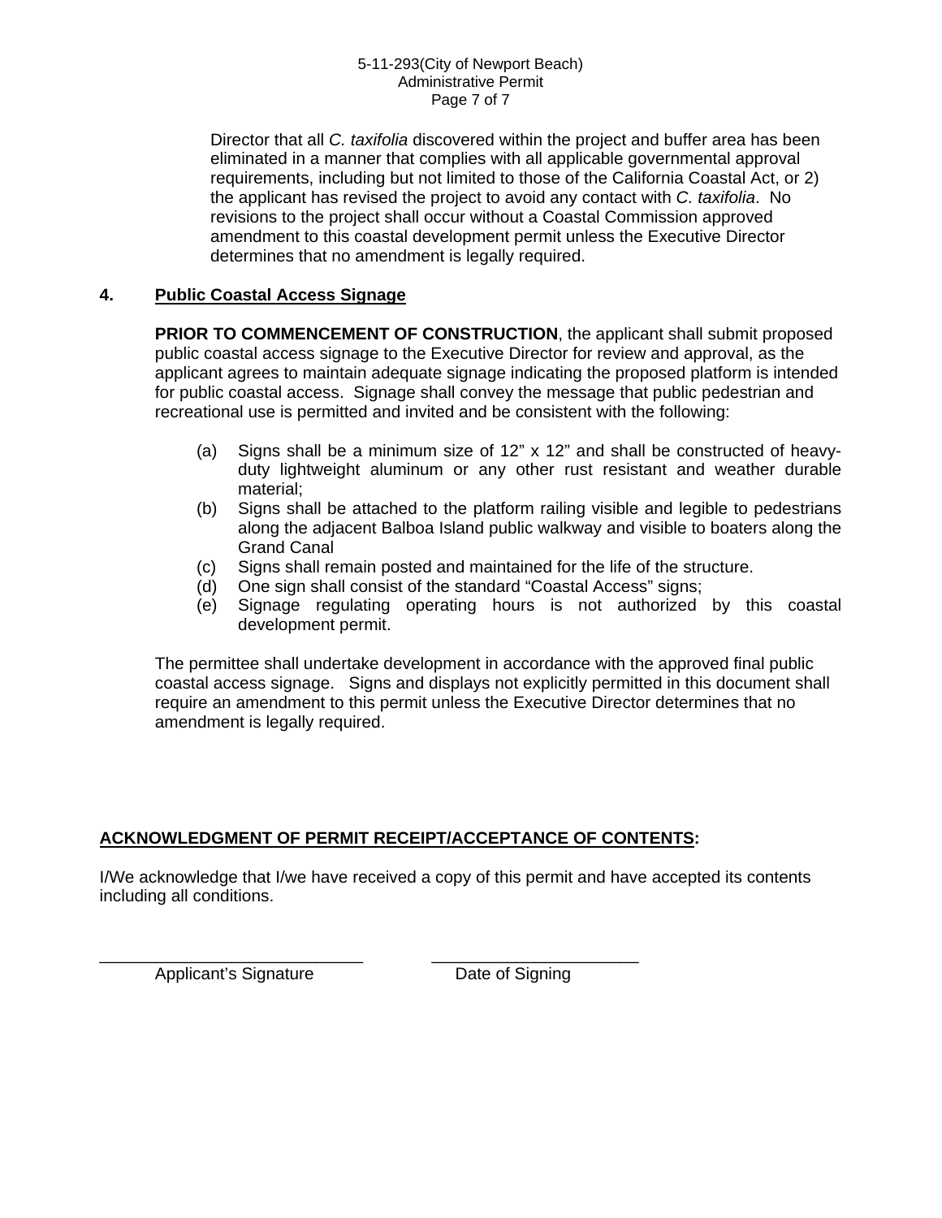Director that all *C. taxifolia* discovered within the project and buffer area has been eliminated in a manner that complies with all applicable governmental approval requirements, including but not limited to those of the California Coastal Act, or 2) the applicant has revised the project to avoid any contact with *C. taxifolia*. No revisions to the project shall occur without a Coastal Commission approved amendment to this coastal development permit unless the Executive Director determines that no amendment is legally required.

**4. <u>Public Coastal Access Signage</u>**

**PRIOR TO COMMENCEMENT OF CONSTRUCTION**, the applicant shall submit proposed public coastal access signage to the Executive Director for review and approval, as the applicant agrees to maintain adequate signage indicating the proposed platform is intended for public coastal access. Signage shall convey the message that public pedestrian and recreational use is permitted and invited and be consistent with the following:

(a) Signs shall be a minimum size of 12" x 12" and shall be constructed of heavy-duty lightweight aluminum or any other rust resistant and weather durable material;
(b) Signs shall be attached to the platform railing visible and legible to pedestrians along the adjacent Balboa Island public walkway and visible to boaters along the Grand Canal
(c) Signs shall remain posted and maintained for the life of the structure.
(d) One sign shall consist of the standard "Coastal Access" signs;
(e) Signage regulating operating hours is not authorized by this coastal development permit.

The permittee shall undertake development in accordance with the approved final public coastal access signage. Signs and displays not explicitly permitted in this document shall require an amendment to this permit unless the Executive Director determines that no amendment is legally required.

**<u>ACKNOWLEDGMENT OF PERMIT RECEIPT/ACCEPTANCE OF CONTENTS</u>:**

I/We acknowledge that I/we have received a copy of this permit and have accepted its contents including all conditions.

_____________________________ &nbsp;&nbsp;&nbsp;&nbsp;&nbsp;&nbsp; _______________________

Applicant's Signature &nbsp;&nbsp;&nbsp;&nbsp;&nbsp;&nbsp;&nbsp;&nbsp;&nbsp;&nbsp;&nbsp;&nbsp;&nbsp;&nbsp;&nbsp;&nbsp;&nbsp;&nbsp;&nbsp;&nbsp; Date of Signing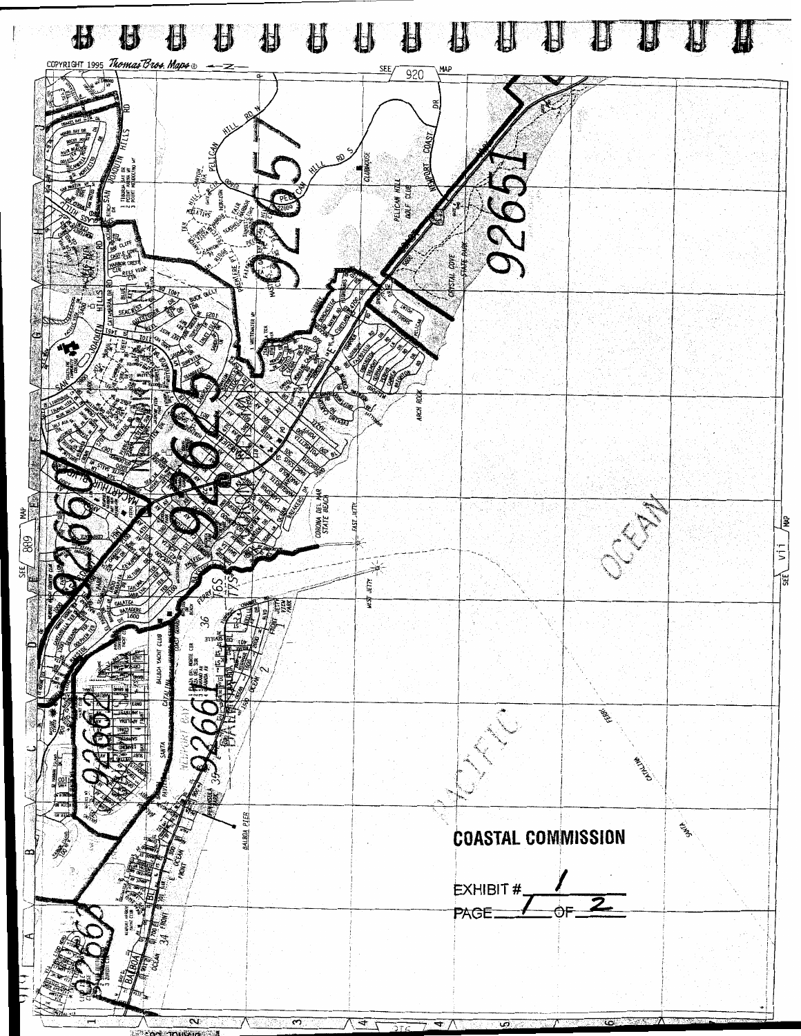COPYRIGHT 1995 Thomas Bros. Maps®

**COASTAL COMMISSION**

EXHIBIT # 1

PAGE 1 OF 2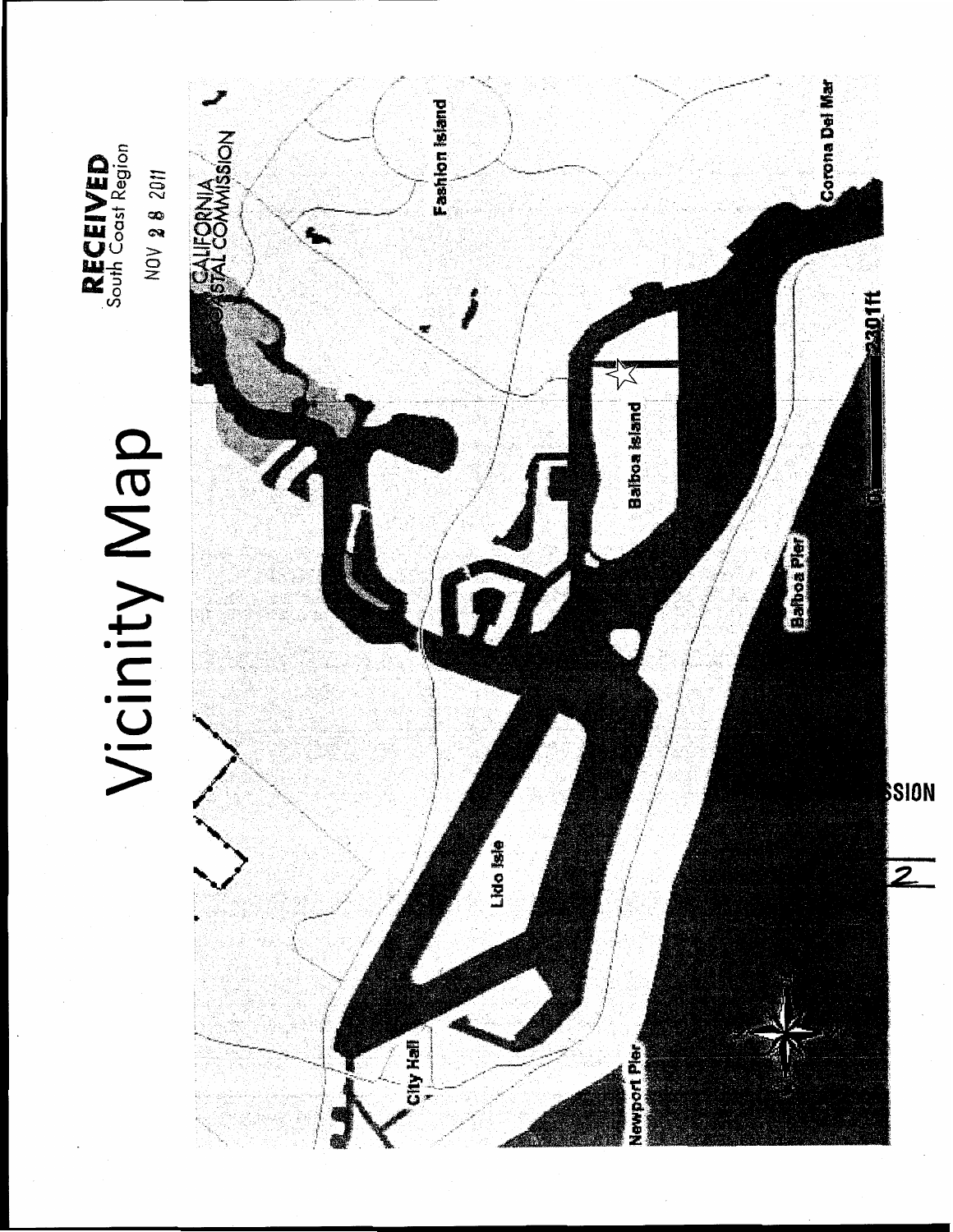# Vicinity Map

**RECEIVED**
South Coast Region

NOV 28 2011

CALIFORNIA
COASTAL COMMISSION

Fashion Island

Corona Del Mar

Balboa Island

Balboa Pier

Lido Isle

City Hall

Newport Pier

0 2301ft

SSION

2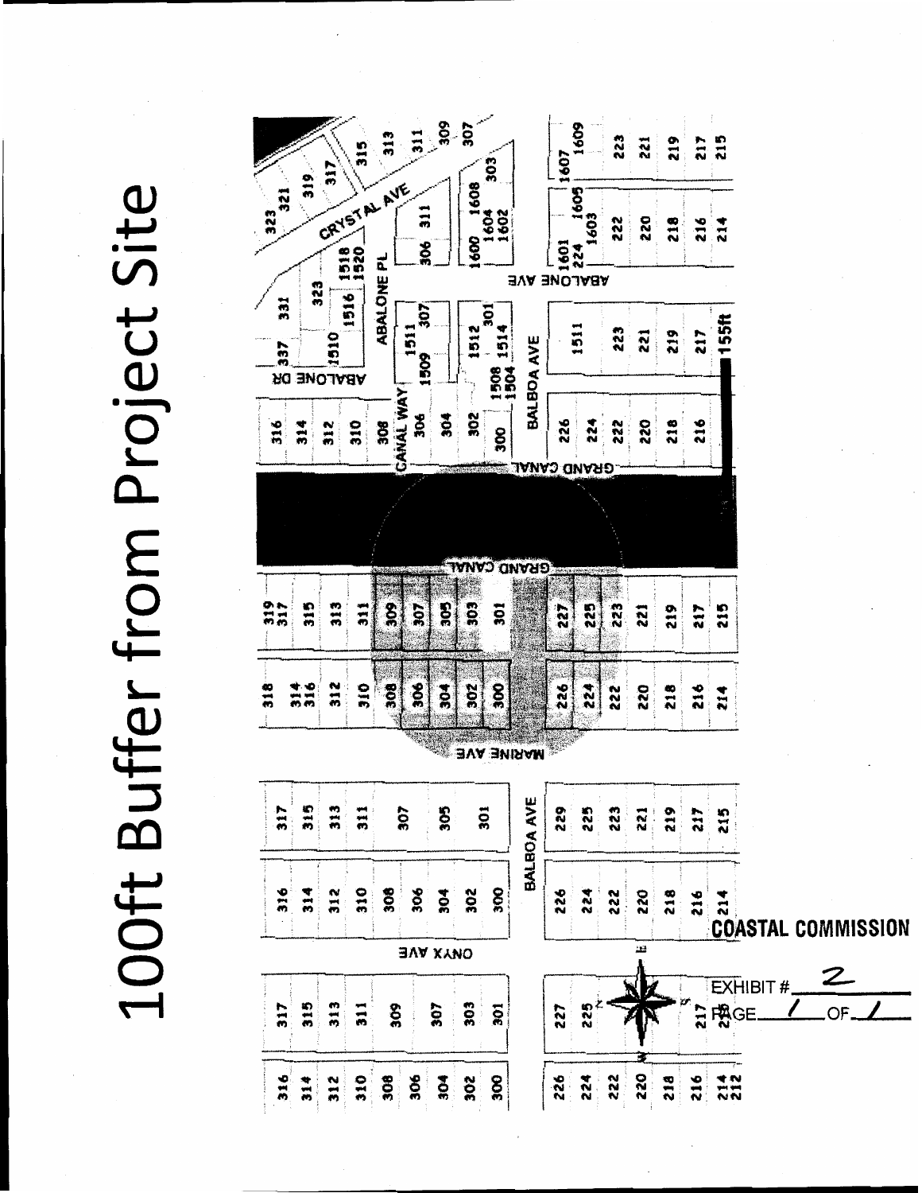# 100ft Buffer from Project Site

COASTAL COMMISSION

EXHIBIT # 2

PAGE 1 OF 1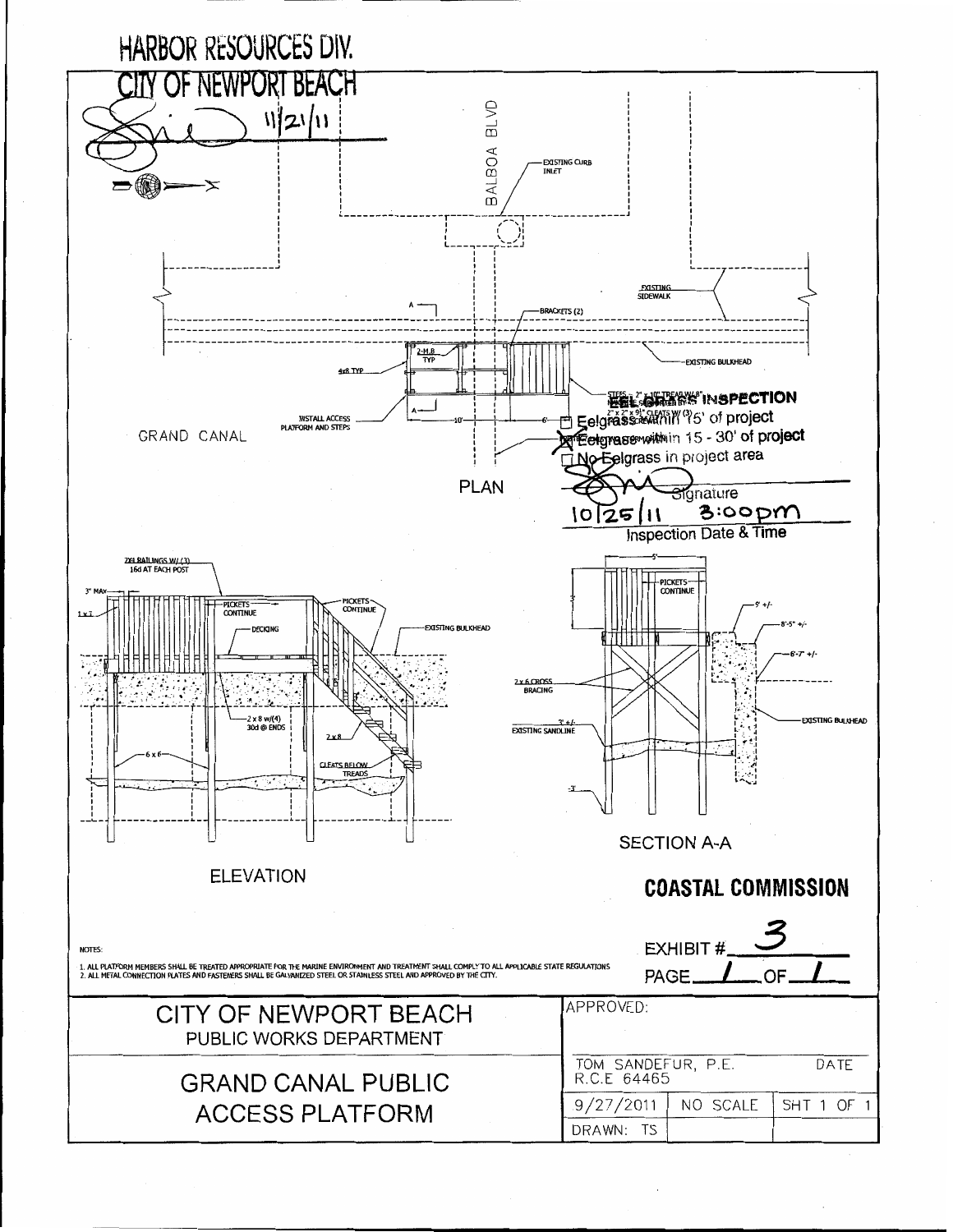HARBOR RESOURCES DIV.
CITY OF NEWPORT BEACH
11/21/11

BALBOA BLVD

EXISTING CURB INLET

EXISTING SIDEWALK

BRACKETS (2)

2-M.B TYP

4x8 TYP

EXISTING BULKHEAD

INSTALL ACCESS PLATFORM AND STEPS

10'

6'

GRAND CANAL

STEPS - 2" x 10" TREAD W/ 6" RISERS 2" x 2" x 9" CLEATS W/ (3) SCREWS

## EEL GRASS INSPECTION

- [ ] Eelgrass within 15' of project
- [x] Eelgrass within 15 - 30' of project
- [ ] No Eelgrass in project area

Signature

10/25/11 3:00pm

Inspection Date & Time

PLAN

2X4 RAILINGS W/ (3) 16d AT EACH POST

3" MAX

1 x 3

PICKETS CONTINUE

PICKETS CONTINUE

DECKING

EXISTING BULKHEAD

2 x 8 w/(4) 30d @ ENDS

2 x 8

6 x 6

CLEATS BELOW TREADS

ELEVATION

5'

3'

PICKETS CONTINUE

9' +/-

8'-5" +/-

6'-7" +/-

2 x 6 CROSS BRACING

3' +/- EXISTING SANDLINE

EXISTING BULKHEAD

-3'

SECTION A-A

**COASTAL COMMISSION**

EXHIBIT # 3

PAGE 1 OF 1

NOTES:

1. ALL PLATFORM MEMBERS SHALL BE TREATED APPROPRIATE FOR THE MARINE ENVIRONMENT AND TREATMENT SHALL COMPLY TO ALL APPLICABLE STATE REGULATIONS
2. ALL METAL CONNECTION PLATES AND FASTENERS SHALL BE GALVANIZED STEEL OR STAINLESS STEEL AND APPROVED BY THE CITY.

| CITY OF NEWPORT BEACH PUBLIC WORKS DEPARTMENT | APPROVED: | | |
|---|---|---|---|
| GRAND CANAL PUBLIC ACCESS PLATFORM | TOM SANDEFUR, P.E. R.C.E 64465 | | DATE |
| | 9/27/2011 | NO SCALE | SHT 1 OF 1 |
| | DRAWN: TS | | |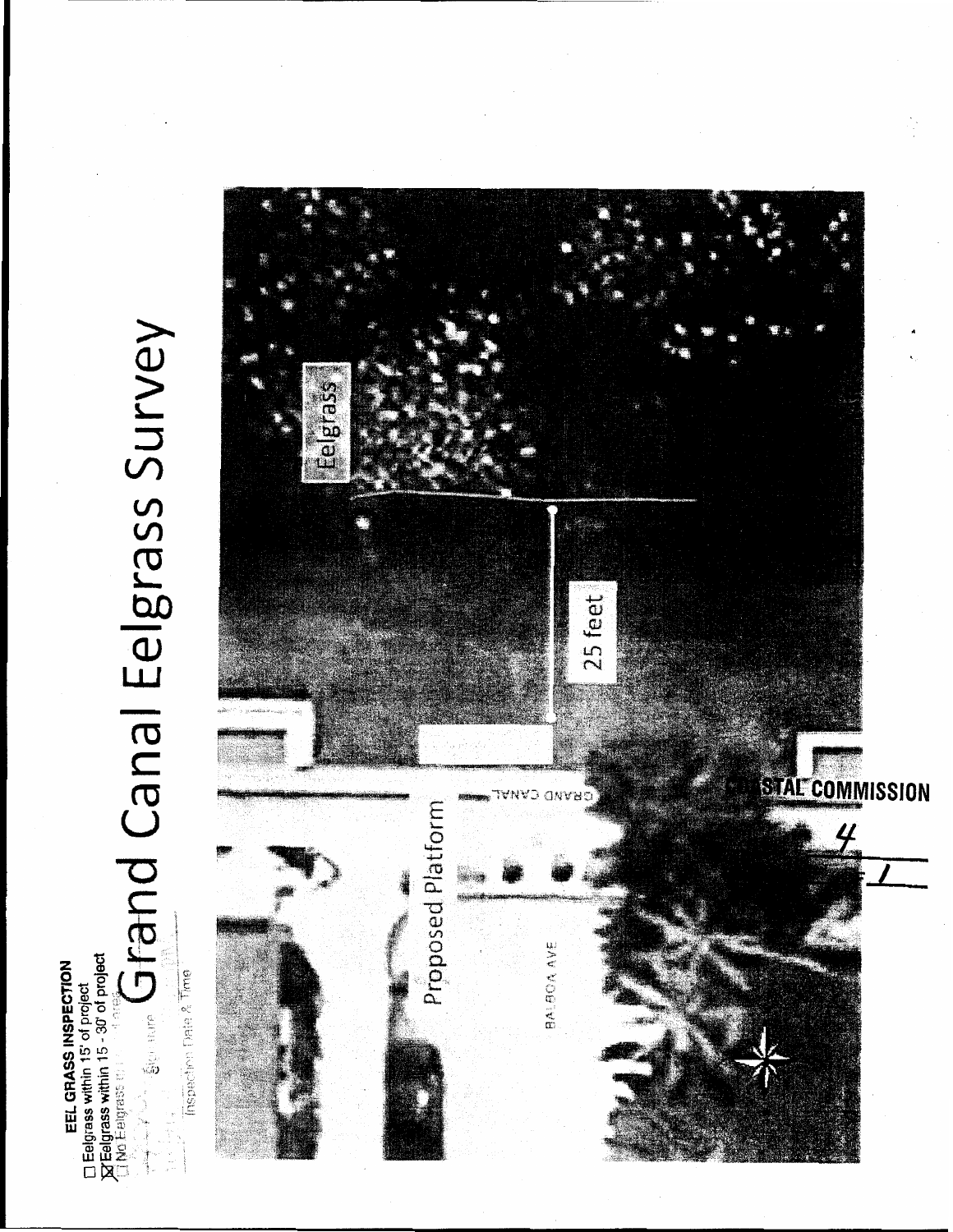**EEL GRASS INSPECTION**

☐ Eelgrass within 15' of project
☒ Eelgrass within 15 - 30' of project
☐ No Eelgrass in project area

Signature

Inspection Date & Time

# Grand Canal Eelgrass Survey

Eelgrass

25 feet

GRAND CANAL

Proposed Platform

BALBOA AVE

COASTAL COMMISSION

4

1